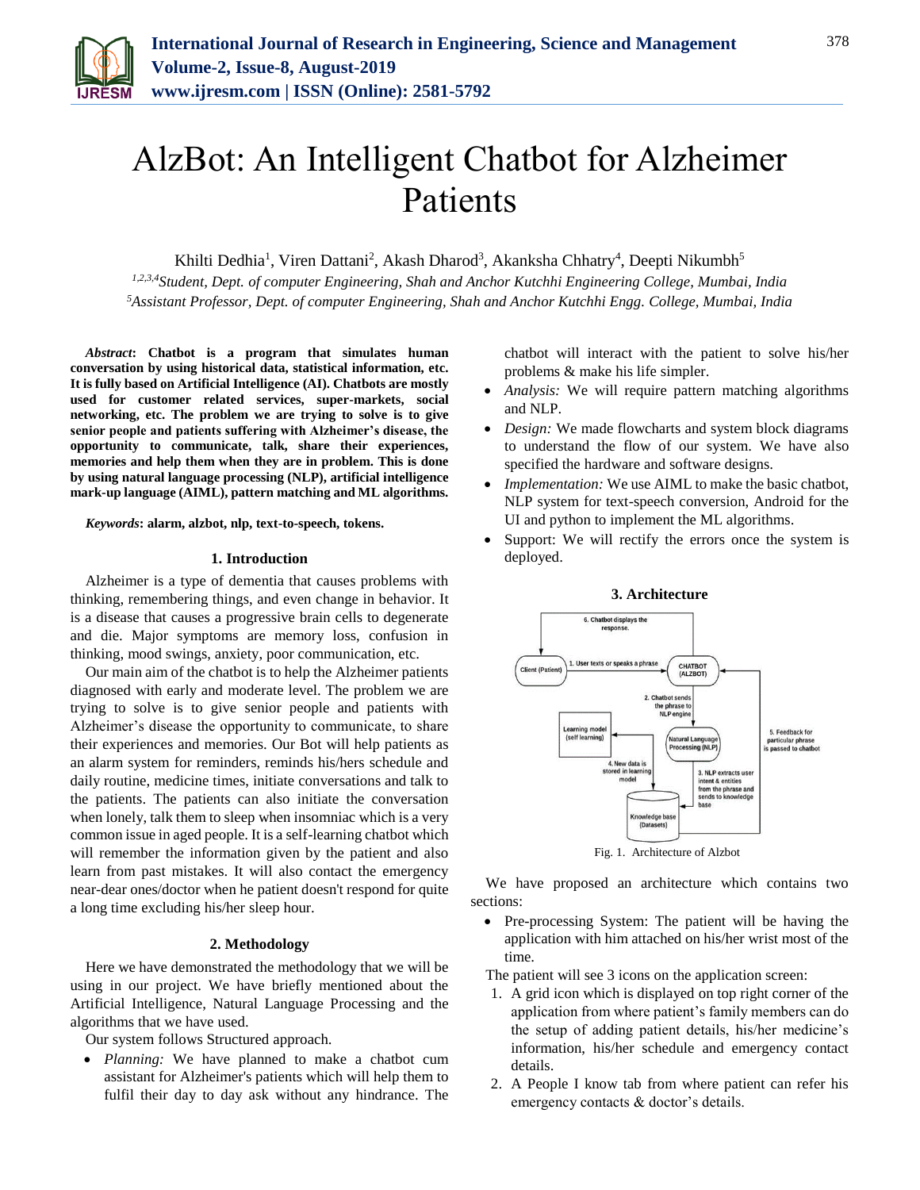# AlzBot: An Intelligent Chatbot for Alzheimer Patients

Khilti Dedhia[1], Viren Dattani[2], Akash Dharod[3], Akanksha Chhatry[4], Deepti Nikumbh[5]

[1,2,3,4]*Student, Dept. of computer Engineering, Shah and Anchor Kutchhi Engineering College, Mumbai, India*
[5]*Assistant Professor, Dept. of computer Engineering, Shah and Anchor Kutchhi Engg. College, Mumbai, India*

***Abstract*: Chatbot is a program that simulates human conversation by using historical data, statistical information, etc. It is fully based on Artificial Intelligence (AI). Chatbots are mostly used for customer related services, super-markets, social networking, etc. The problem we are trying to solve is to give senior people and patients suffering with Alzheimer's disease, the opportunity to communicate, talk, share their experiences, memories and help them when they are in problem. This is done by using natural language processing (NLP), artificial intelligence mark-up language (AIML), pattern matching and ML algorithms.**

***Keywords*: alarm, alzbot, nlp, text-to-speech, tokens.**

## 1. Introduction

Alzheimer is a type of dementia that causes problems with thinking, remembering things, and even change in behavior. It is a disease that causes a progressive brain cells to degenerate and die. Major symptoms are memory loss, confusion in thinking, mood swings, anxiety, poor communication, etc.

Our main aim of the chatbot is to help the Alzheimer patients diagnosed with early and moderate level. The problem we are trying to solve is to give senior people and patients with Alzheimer's disease the opportunity to communicate, to share their experiences and memories. Our Bot will help patients as an alarm system for reminders, reminds his/hers schedule and daily routine, medicine times, initiate conversations and talk to the patients. The patients can also initiate the conversation when lonely, talk them to sleep when insomniac which is a very common issue in aged people. It is a self-learning chatbot which will remember the information given by the patient and also learn from past mistakes. It will also contact the emergency near-dear ones/doctor when he patient doesn't respond for quite a long time excluding his/her sleep hour.

## 2. Methodology

Here we have demonstrated the methodology that we will be using in our project. We have briefly mentioned about the Artificial Intelligence, Natural Language Processing and the algorithms that we have used.

Our system follows Structured approach.

- *Planning:* We have planned to make a chatbot cum assistant for Alzheimer's patients which will help them to fulfil their day to day ask without any hindrance. The chatbot will interact with the patient to solve his/her problems & make his life simpler.
- *Analysis:* We will require pattern matching algorithms and NLP.
- *Design:* We made flowcharts and system block diagrams to understand the flow of our system. We have also specified the hardware and software designs.
- *Implementation:* We use AIML to make the basic chatbot, NLP system for text-speech conversion, Android for the UI and python to implement the ML algorithms.
- Support: We will rectify the errors once the system is deployed.

## 3. Architecture

Fig. 1. Architecture of Alzbot

We have proposed an architecture which contains two sections:

- Pre-processing System: The patient will be having the application with him attached on his/her wrist most of the time.

The patient will see 3 icons on the application screen:

1. A grid icon which is displayed on top right corner of the application from where patient's family members can do the setup of adding patient details, his/her medicine's information, his/her schedule and emergency contact details.
2. A People I know tab from where patient can refer his emergency contacts & doctor's details.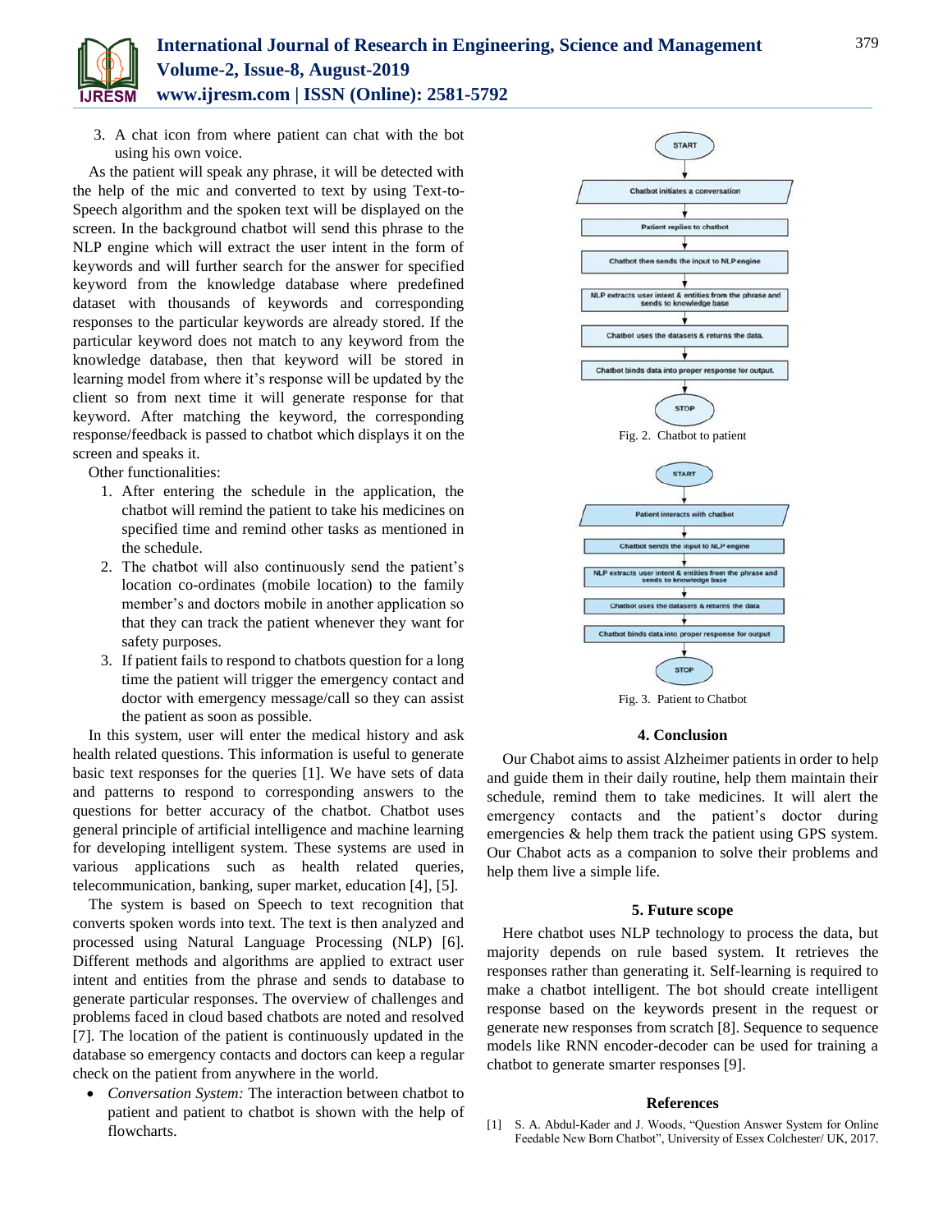3. A chat icon from where patient can chat with the bot using his own voice.

As the patient will speak any phrase, it will be detected with the help of the mic and converted to text by using Text-to-Speech algorithm and the spoken text will be displayed on the screen. In the background chatbot will send this phrase to the NLP engine which will extract the user intent in the form of keywords and will further search for the answer for specified keyword from the knowledge database where predefined dataset with thousands of keywords and corresponding responses to the particular keywords are already stored. If the particular keyword does not match to any keyword from the knowledge database, then that keyword will be stored in learning model from where it's response will be updated by the client so from next time it will generate response for that keyword. After matching the keyword, the corresponding response/feedback is passed to chatbot which displays it on the screen and speaks it.

Other functionalities:

1. After entering the schedule in the application, the chatbot will remind the patient to take his medicines on specified time and remind other tasks as mentioned in the schedule.
2. The chatbot will also continuously send the patient's location co-ordinates (mobile location) to the family member's and doctors mobile in another application so that they can track the patient whenever they want for safety purposes.
3. If patient fails to respond to chatbots question for a long time the patient will trigger the emergency contact and doctor with emergency message/call so they can assist the patient as soon as possible.

In this system, user will enter the medical history and ask health related questions. This information is useful to generate basic text responses for the queries [1]. We have sets of data and patterns to respond to corresponding answers to the questions for better accuracy of the chatbot. Chatbot uses general principle of artificial intelligence and machine learning for developing intelligent system. These systems are used in various applications such as health related queries, telecommunication, banking, super market, education [4], [5].

The system is based on Speech to text recognition that converts spoken words into text. The text is then analyzed and processed using Natural Language Processing (NLP) [6]. Different methods and algorithms are applied to extract user intent and entities from the phrase and sends to database to generate particular responses. The overview of challenges and problems faced in cloud based chatbots are noted and resolved [7]. The location of the patient is continuously updated in the database so emergency contacts and doctors can keep a regular check on the patient from anywhere in the world.

- *Conversation System:* The interaction between chatbot to patient and patient to chatbot is shown with the help of flowcharts.

START → Chatbot initiates a conversation → Patient replies to chatbot → Chatbot then sends the input to NLP engine → NLP extracts user intent & entities from the phrase and sends to knowledge base → Chatbot uses the datasets & returns the data. → Chatbot binds data into proper response for output. → STOP

Fig. 2. Chatbot to patient

START → Patient interacts with chatbot → Chatbot sends the input to NLP engine → NLP extracts user intent & entities from the phrase and sends to knowledge base → Chatbot uses the datasets & returns the data → Chatbot binds data into proper response for output → STOP

Fig. 3. Patient to Chatbot

## 4. Conclusion

Our Chabot aims to assist Alzheimer patients in order to help and guide them in their daily routine, help them maintain their schedule, remind them to take medicines. It will alert the emergency contacts and the patient's doctor during emergencies & help them track the patient using GPS system. Our Chabot acts as a companion to solve their problems and help them live a simple life.

## 5. Future scope

Here chatbot uses NLP technology to process the data, but majority depends on rule based system. It retrieves the responses rather than generating it. Self-learning is required to make a chatbot intelligent. The bot should create intelligent response based on the keywords present in the request or generate new responses from scratch [8]. Sequence to sequence models like RNN encoder-decoder can be used for training a chatbot to generate smarter responses [9].

## References

[1] S. A. Abdul-Kader and J. Woods, "Question Answer System for Online Feedable New Born Chatbot", University of Essex Colchester/ UK, 2017.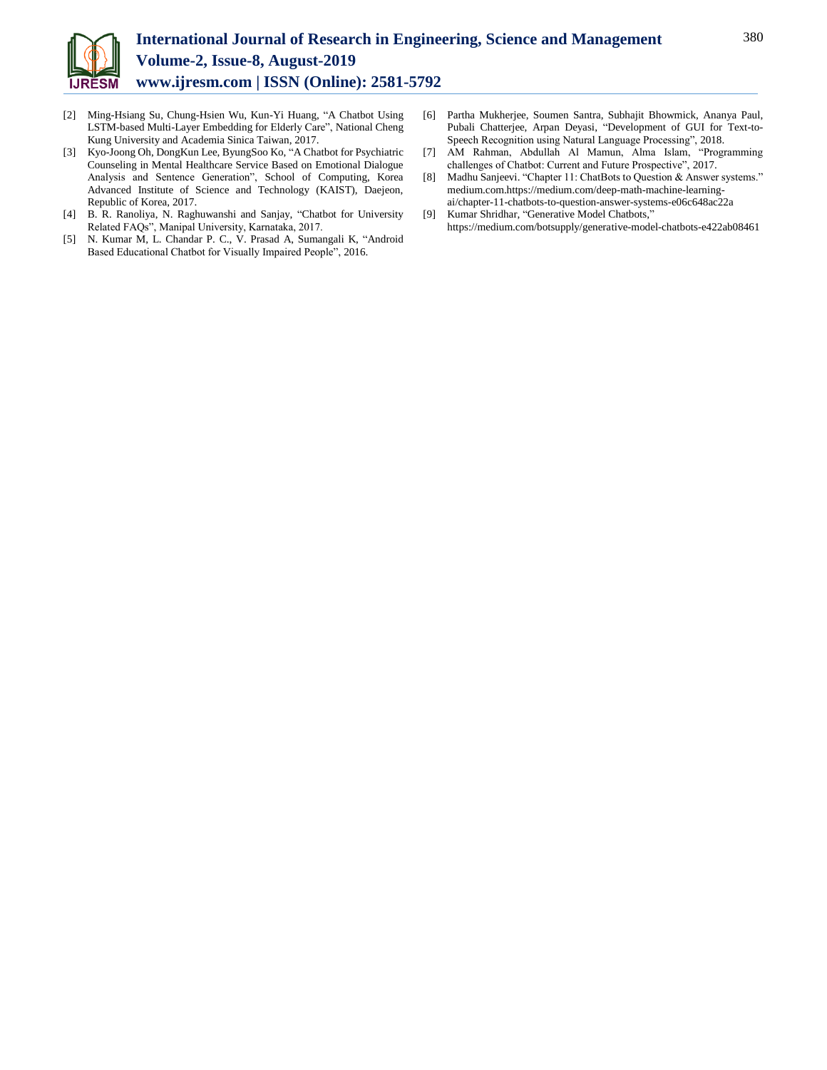[2] Ming-Hsiang Su, Chung-Hsien Wu, Kun-Yi Huang, "A Chatbot Using LSTM-based Multi-Layer Embedding for Elderly Care", National Cheng Kung University and Academia Sinica Taiwan, 2017.

[3] Kyo-Joong Oh, DongKun Lee, ByungSoo Ko, "A Chatbot for Psychiatric Counseling in Mental Healthcare Service Based on Emotional Dialogue Analysis and Sentence Generation", School of Computing, Korea Advanced Institute of Science and Technology (KAIST), Daejeon, Republic of Korea, 2017.

[4] B. R. Ranoliya, N. Raghuwanshi and Sanjay, "Chatbot for University Related FAQs", Manipal University, Karnataka, 2017.

[5] N. Kumar M, L. Chandar P. C., V. Prasad A, Sumangali K, "Android Based Educational Chatbot for Visually Impaired People", 2016.

[6] Partha Mukherjee, Soumen Santra, Subhajit Bhowmick, Ananya Paul, Pubali Chatterjee, Arpan Deyasi, "Development of GUI for Text-to-Speech Recognition using Natural Language Processing", 2018.

[7] AM Rahman, Abdullah Al Mamun, Alma Islam, "Programming challenges of Chatbot: Current and Future Prospective", 2017.

[8] Madhu Sanjeevi. "Chapter 11: ChatBots to Question & Answer systems." medium.com.https://medium.com/deep-math-machine-learning-ai/chapter-11-chatbots-to-question-answer-systems-e06c648ac22a

[9] Kumar Shridhar, "Generative Model Chatbots," https://medium.com/botsupply/generative-model-chatbots-e422ab08461